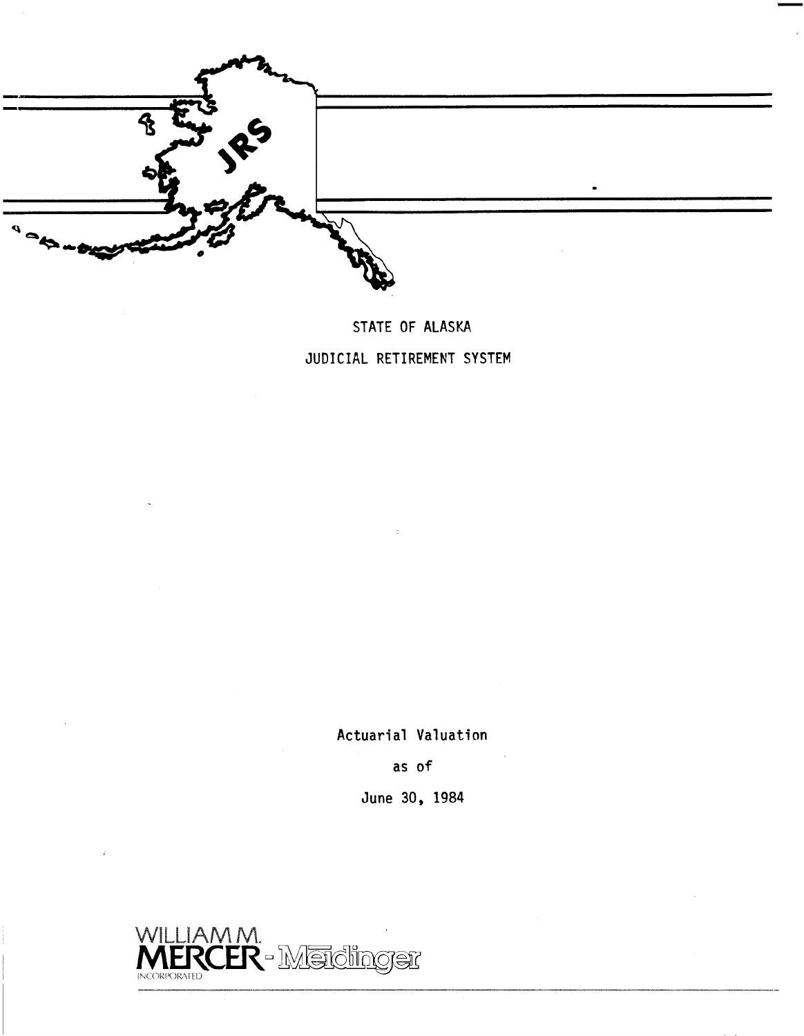# STATE OF ALASKA

# JUDICIAL RETIREMENT SYSTEM

Actuarial Valuation

as of

June 30, 1984

WILLIAM M. MERCER - Meidinger
INCORPORATED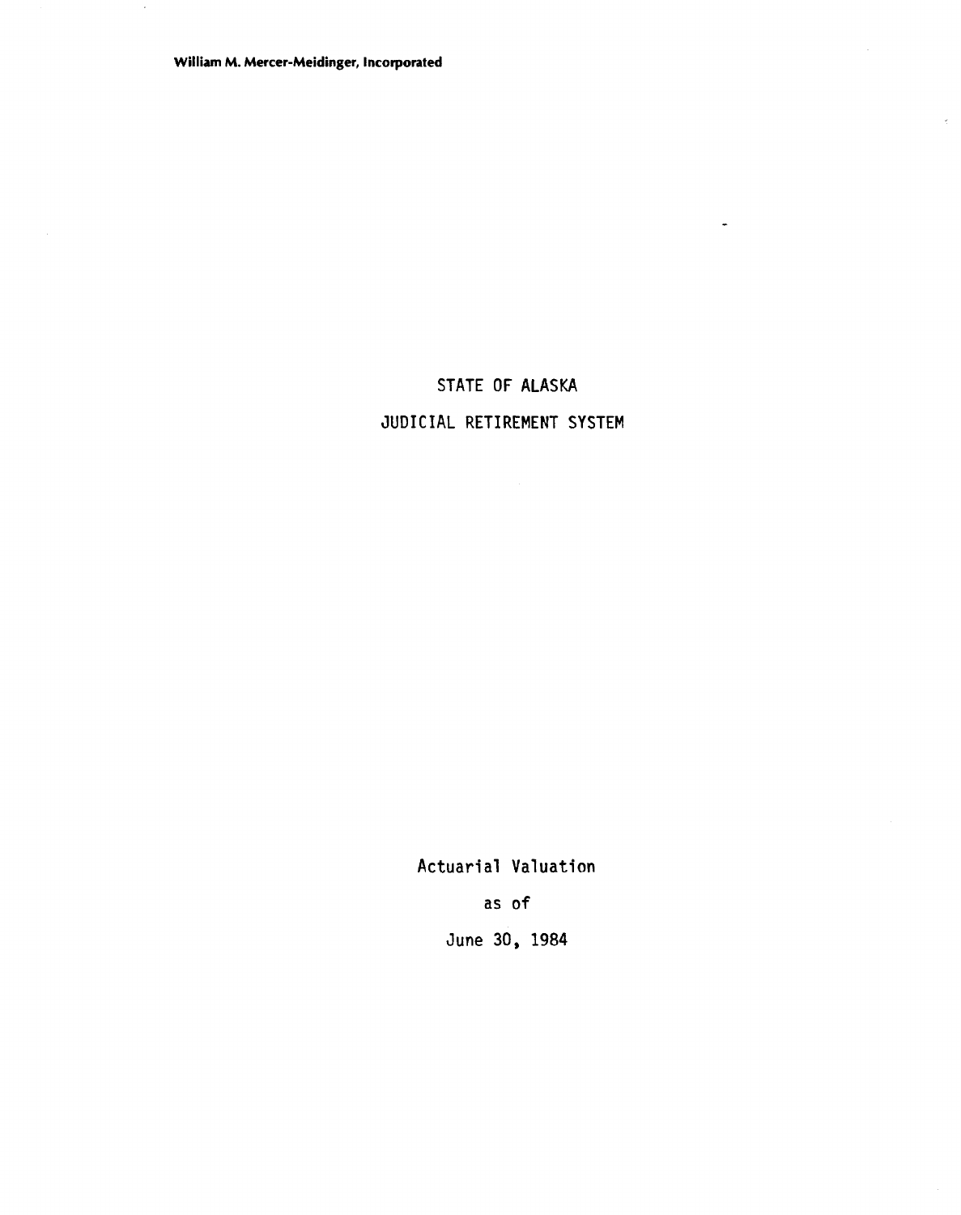William M. Mercer-Meidinger, Incorporated

# STATE OF ALASKA

# JUDICIAL RETIREMENT SYSTEM

Actuarial Valuation

as of

June 30, 1984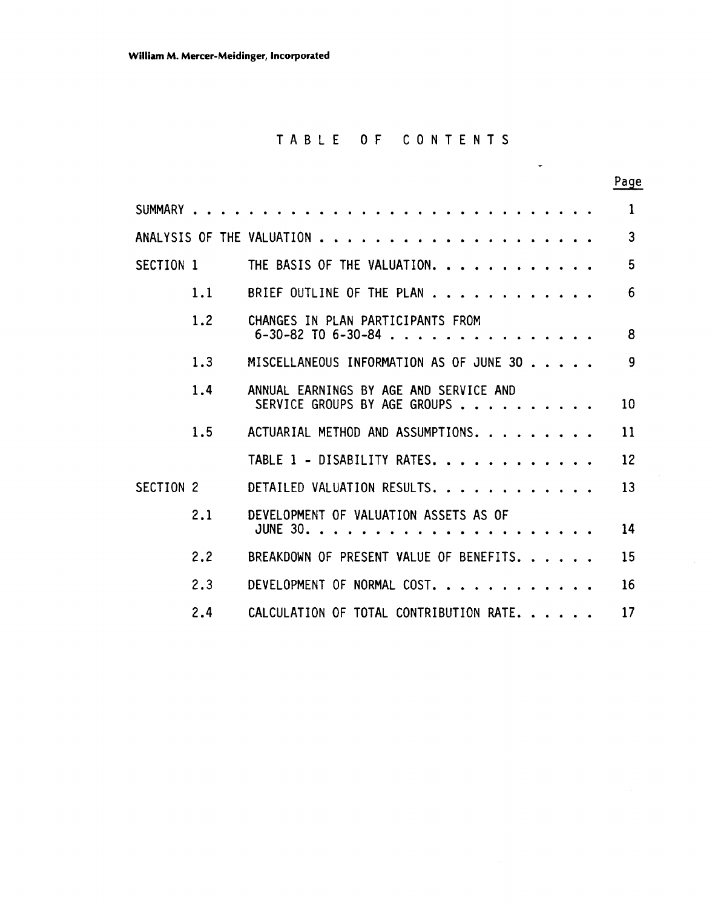William M. Mercer-Meidinger, Incorporated

# TABLE OF CONTENTS

| | | | Page |
|---|---|---|---|
| SUMMARY | | | 1 |
| ANALYSIS OF THE VALUATION | | | 3 |
| SECTION 1 | | THE BASIS OF THE VALUATION | 5 |
| | 1.1 | BRIEF OUTLINE OF THE PLAN | 6 |
| | 1.2 | CHANGES IN PLAN PARTICIPANTS FROM 6-30-82 TO 6-30-84 | 8 |
| | 1.3 | MISCELLANEOUS INFORMATION AS OF JUNE 30 | 9 |
| | 1.4 | ANNUAL EARNINGS BY AGE AND SERVICE AND SERVICE GROUPS BY AGE GROUPS | 10 |
| | 1.5 | ACTUARIAL METHOD AND ASSUMPTIONS | 11 |
| | | TABLE 1 - DISABILITY RATES | 12 |
| SECTION 2 | | DETAILED VALUATION RESULTS | 13 |
| | 2.1 | DEVELOPMENT OF VALUATION ASSETS AS OF JUNE 30 | 14 |
| | 2.2 | BREAKDOWN OF PRESENT VALUE OF BENEFITS | 15 |
| | 2.3 | DEVELOPMENT OF NORMAL COST | 16 |
| | 2.4 | CALCULATION OF TOTAL CONTRIBUTION RATE | 17 |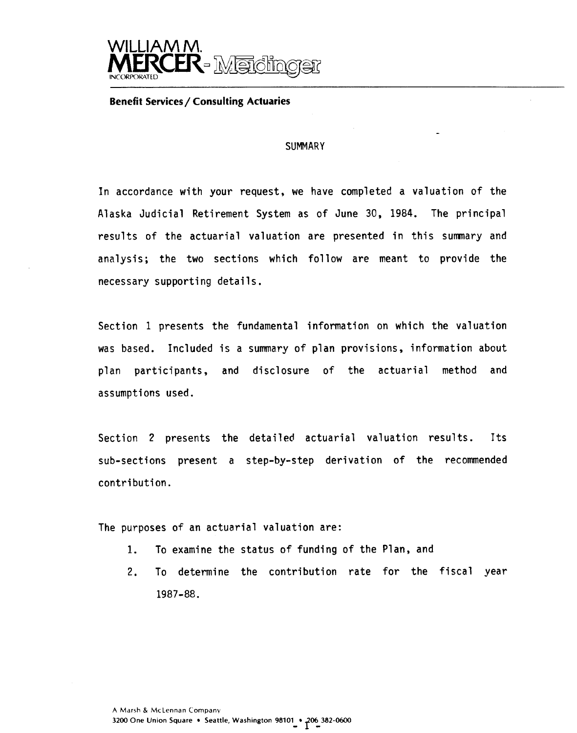WILLIAM M. MERCER - Meidinger

INCORPORATED

**Benefit Services / Consulting Actuaries**

## SUMMARY

In accordance with your request, we have completed a valuation of the Alaska Judicial Retirement System as of June 30, 1984. The principal results of the actuarial valuation are presented in this summary and analysis; the two sections which follow are meant to provide the necessary supporting details.

Section 1 presents the fundamental information on which the valuation was based. Included is a summary of plan provisions, information about plan participants, and disclosure of the actuarial method and assumptions used.

Section 2 presents the detailed actuarial valuation results. Its sub-sections present a step-by-step derivation of the recommended contribution.

The purposes of an actuarial valuation are:

1. To examine the status of funding of the Plan, and
2. To determine the contribution rate for the fiscal year 1987-88.

A Marsh & McLennan Company
3200 One Union Square • Seattle, Washington 98101 • 206 382-0600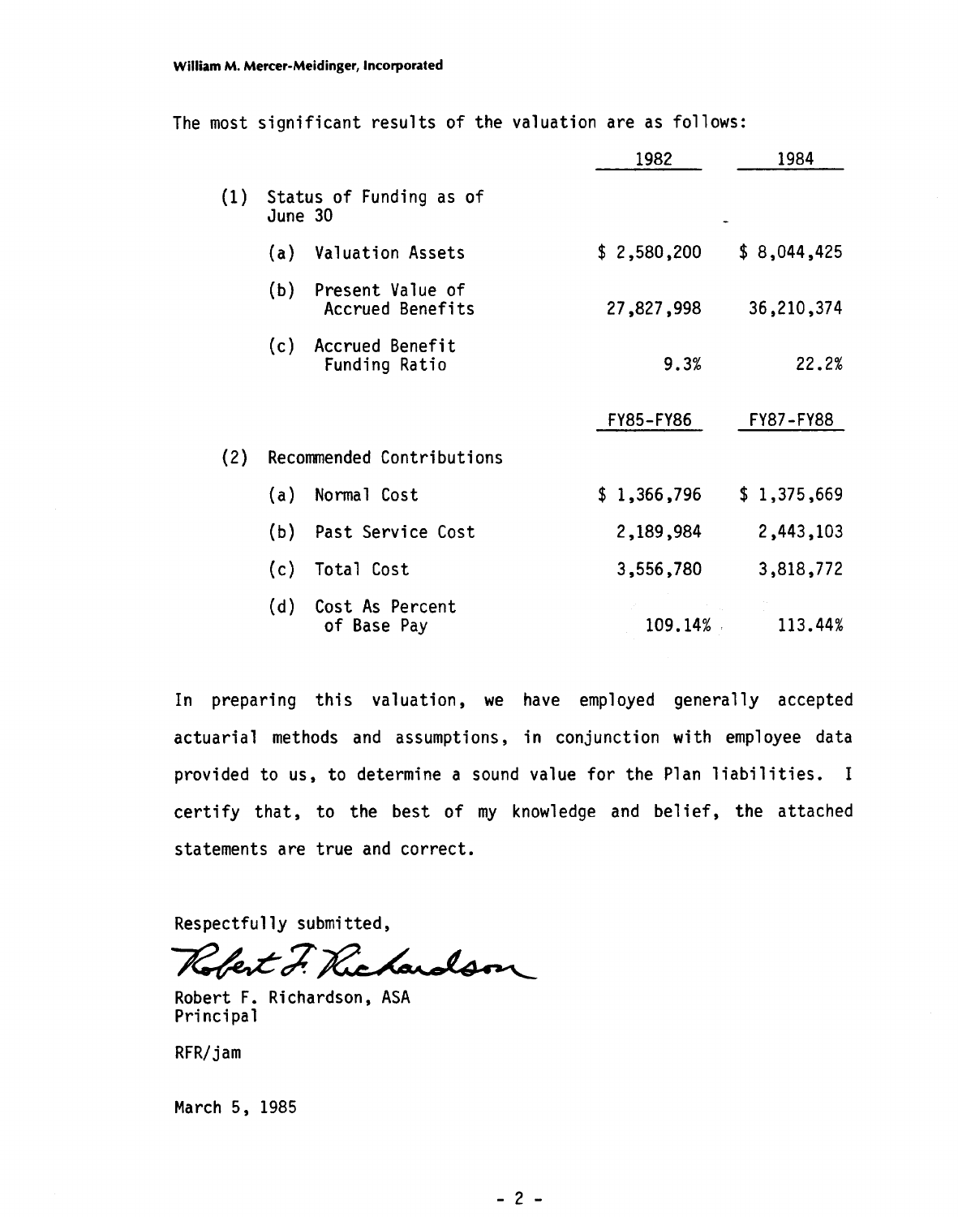The most significant results of the valuation are as follows:

| | | 1982 | 1984 |
|---|---|---|---|
| (1) | Status of Funding as of June 30 | | |
| | (a) Valuation Assets | $ 2,580,200 | $ 8,044,425 |
| | (b) Present Value of Accrued Benefits | 27,827,998 | 36,210,374 |
| | (c) Accrued Benefit Funding Ratio | 9.3% | 22.2% |
| | | FY85-FY86 | FY87-FY88 |
| (2) | Recommended Contributions | | |
| | (a) Normal Cost | $ 1,366,796 | $ 1,375,669 |
| | (b) Past Service Cost | 2,189,984 | 2,443,103 |
| | (c) Total Cost | 3,556,780 | 3,818,772 |
| | (d) Cost As Percent of Base Pay | 109.14% | 113.44% |

In preparing this valuation, we have employed generally accepted actuarial methods and assumptions, in conjunction with employee data provided to us, to determine a sound value for the Plan liabilities. I certify that, to the best of my knowledge and belief, the attached statements are true and correct.

Respectfully submitted,

Robert F. Richardson

Robert F. Richardson, ASA
Principal

RFR/jam

March 5, 1985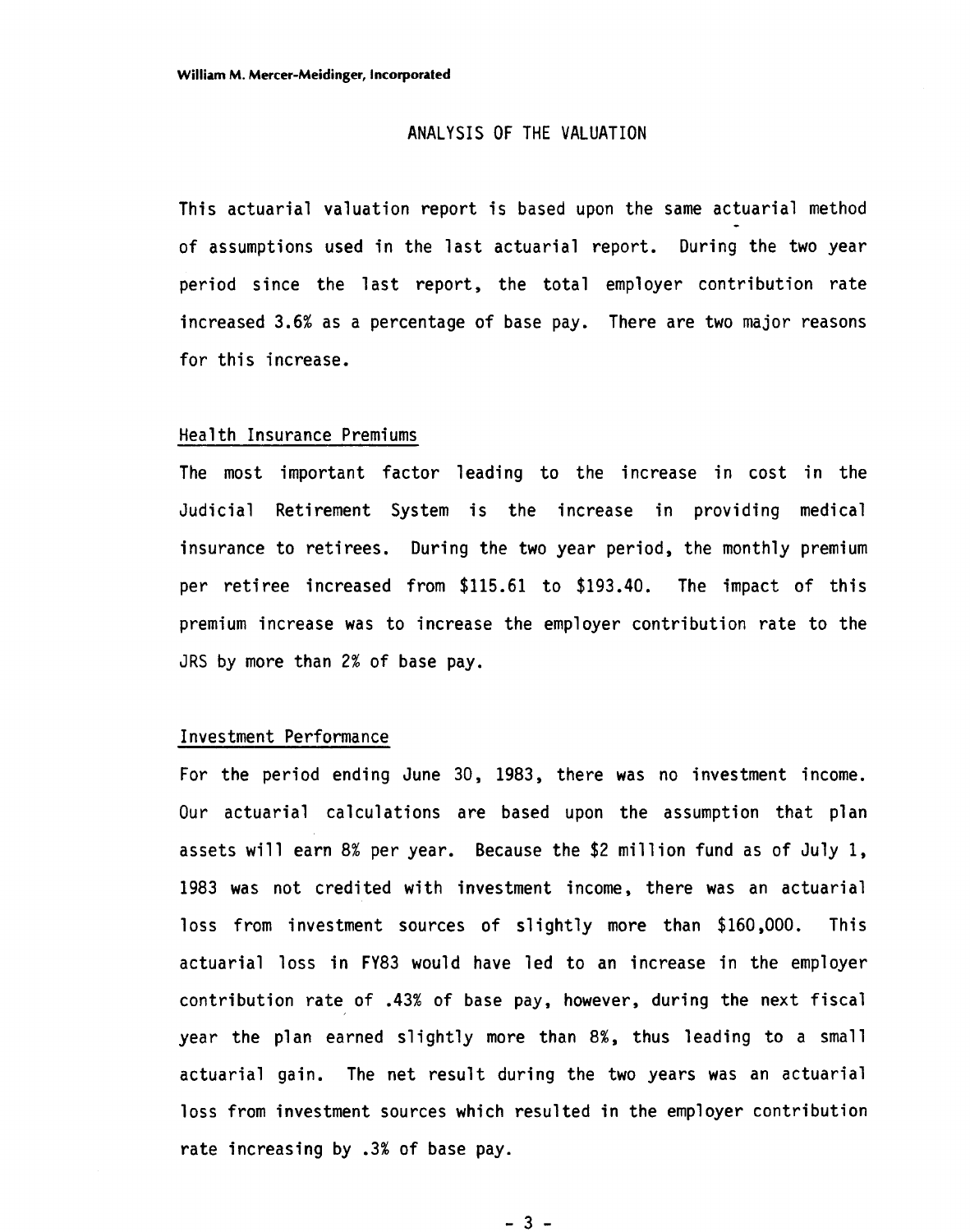## ANALYSIS OF THE VALUATION

This actuarial valuation report is based upon the same actuarial method of assumptions used in the last actuarial report. During the two year period since the last report, the total employer contribution rate increased 3.6% as a percentage of base pay. There are two major reasons for this increase.

### Health Insurance Premiums

The most important factor leading to the increase in cost in the Judicial Retirement System is the increase in providing medical insurance to retirees. During the two year period, the monthly premium per retiree increased from \$115.61 to \$193.40. The impact of this premium increase was to increase the employer contribution rate to the JRS by more than 2% of base pay.

### Investment Performance

For the period ending June 30, 1983, there was no investment income. Our actuarial calculations are based upon the assumption that plan assets will earn 8% per year. Because the \$2 million fund as of July 1, 1983 was not credited with investment income, there was an actuarial loss from investment sources of slightly more than \$160,000. This actuarial loss in FY83 would have led to an increase in the employer contribution rate of .43% of base pay, however, during the next fiscal year the plan earned slightly more than 8%, thus leading to a small actuarial gain. The net result during the two years was an actuarial loss from investment sources which resulted in the employer contribution rate increasing by .3% of base pay.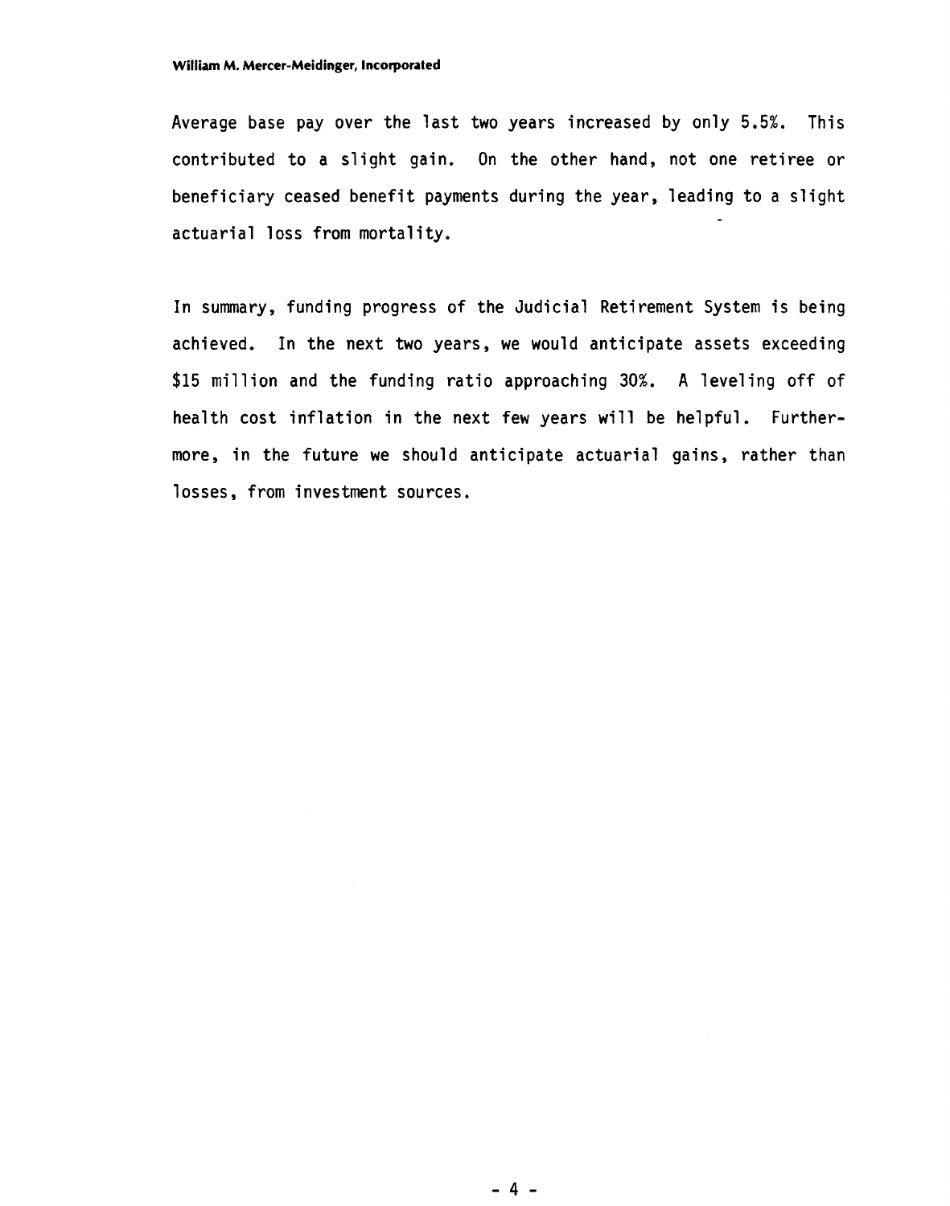Average base pay over the last two years increased by only 5.5%. This contributed to a slight gain. On the other hand, not one retiree or beneficiary ceased benefit payments during the year, leading to a slight actuarial loss from mortality.

In summary, funding progress of the Judicial Retirement System is being achieved. In the next two years, we would anticipate assets exceeding $15 million and the funding ratio approaching 30%. A leveling off of health cost inflation in the next few years will be helpful. Furthermore, in the future we should anticipate actuarial gains, rather than losses, from investment sources.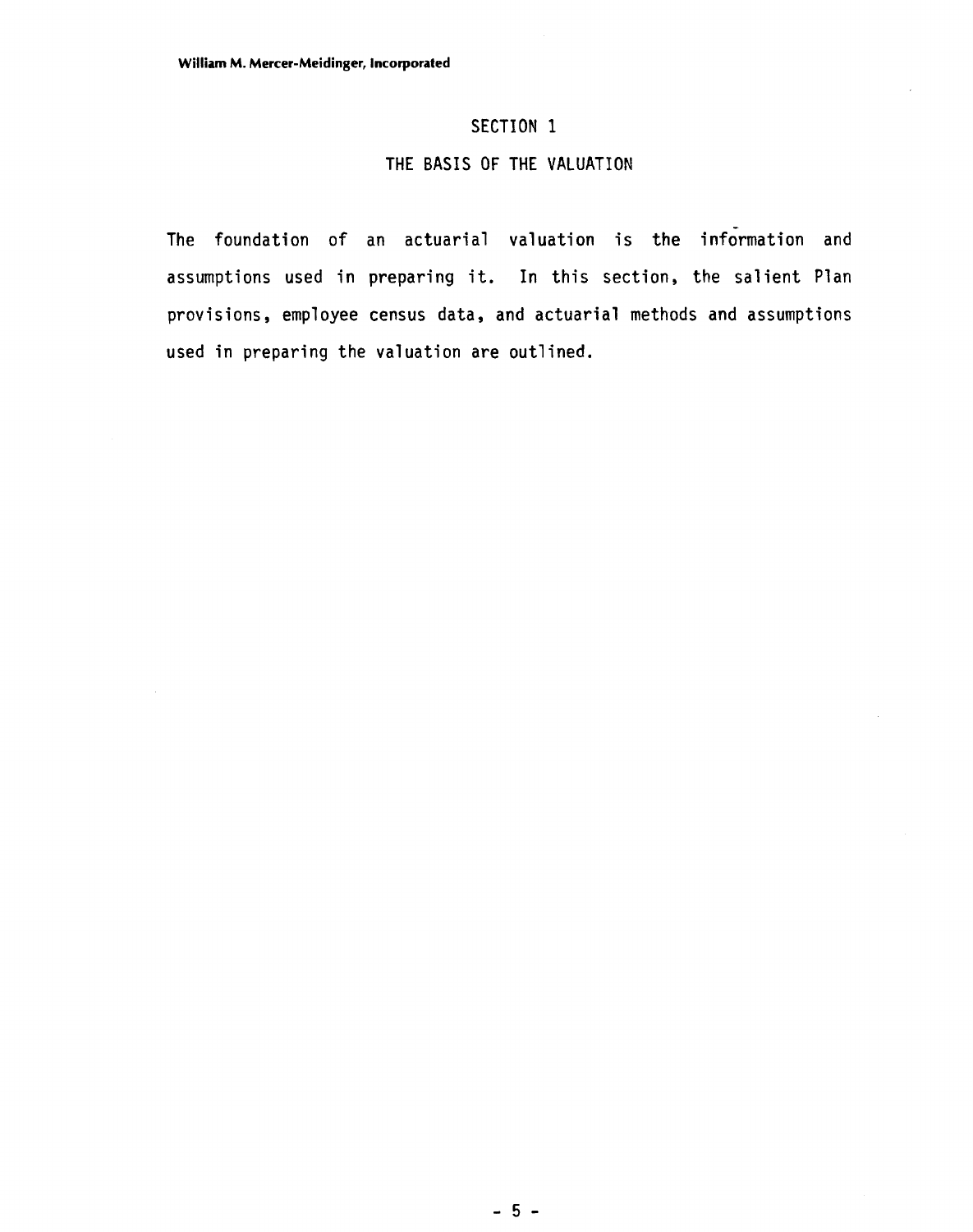# SECTION 1

## THE BASIS OF THE VALUATION

The foundation of an actuarial valuation is the information and assumptions used in preparing it. In this section, the salient Plan provisions, employee census data, and actuarial methods and assumptions used in preparing the valuation are outlined.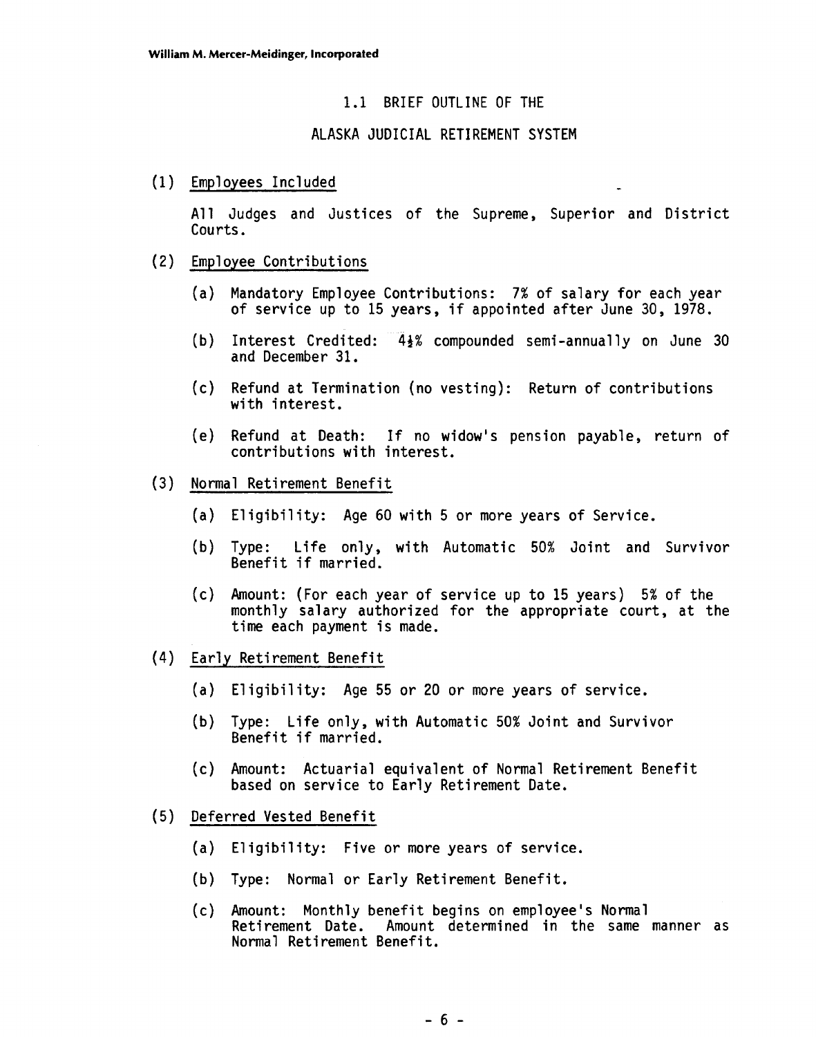## 1.1 BRIEF OUTLINE OF THE

## ALASKA JUDICIAL RETIREMENT SYSTEM

(1) Employees Included

All Judges and Justices of the Supreme, Superior and District Courts.

(2) Employee Contributions

(a) Mandatory Employee Contributions: 7% of salary for each year of service up to 15 years, if appointed after June 30, 1978.

(b) Interest Credited: 4½% compounded semi-annually on June 30 and December 31.

(c) Refund at Termination (no vesting): Return of contributions with interest.

(e) Refund at Death: If no widow's pension payable, return of contributions with interest.

(3) Normal Retirement Benefit

(a) Eligibility: Age 60 with 5 or more years of Service.

(b) Type: Life only, with Automatic 50% Joint and Survivor Benefit if married.

(c) Amount: (For each year of service up to 15 years) 5% of the monthly salary authorized for the appropriate court, at the time each payment is made.

(4) Early Retirement Benefit

(a) Eligibility: Age 55 or 20 or more years of service.

(b) Type: Life only, with Automatic 50% Joint and Survivor Benefit if married.

(c) Amount: Actuarial equivalent of Normal Retirement Benefit based on service to Early Retirement Date.

(5) Deferred Vested Benefit

(a) Eligibility: Five or more years of service.

(b) Type: Normal or Early Retirement Benefit.

(c) Amount: Monthly benefit begins on employee's Normal Retirement Date. Amount determined in the same manner as Normal Retirement Benefit.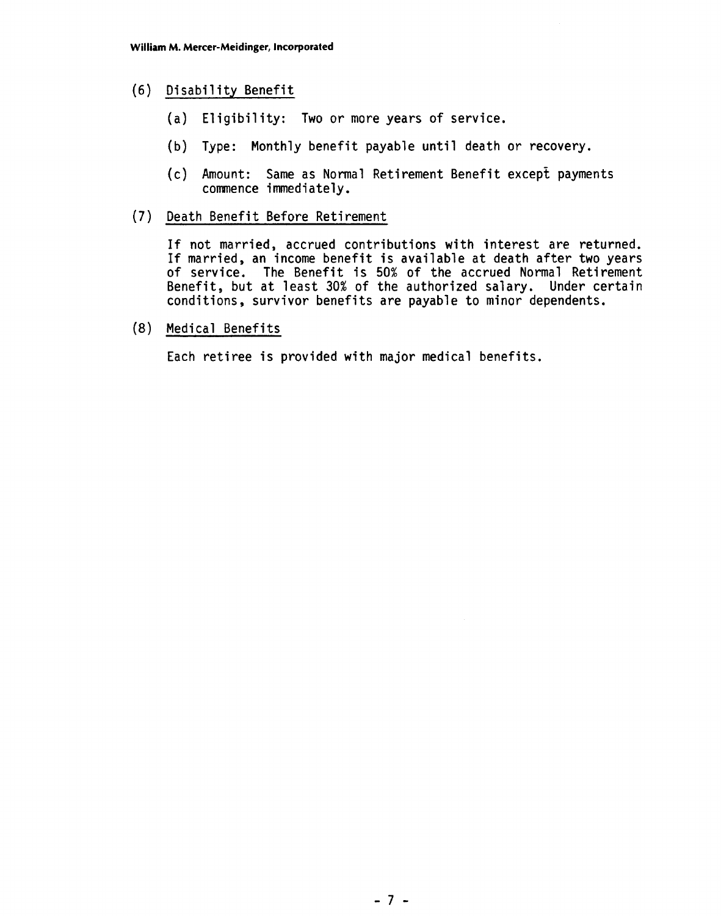(6) Disability Benefit

- (a) Eligibility: Two or more years of service.
- (b) Type: Monthly benefit payable until death or recovery.
- (c) Amount: Same as Normal Retirement Benefit except payments commence immediately.

(7) Death Benefit Before Retirement

If not married, accrued contributions with interest are returned. If married, an income benefit is available at death after two years of service. The Benefit is 50% of the accrued Normal Retirement Benefit, but at least 30% of the authorized salary. Under certain conditions, survivor benefits are payable to minor dependents.

(8) Medical Benefits

Each retiree is provided with major medical benefits.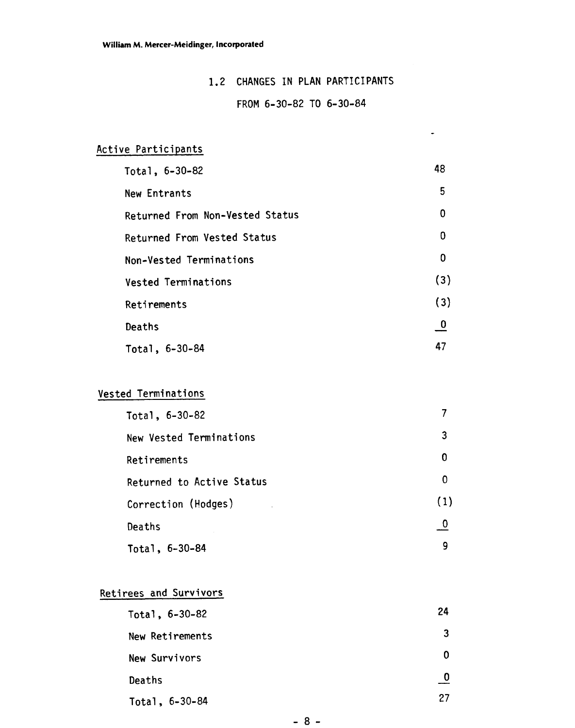## 1.2 CHANGES IN PLAN PARTICIPANTS

### FROM 6-30-82 TO 6-30-84

**Active Participants**

| | |
|---|---|
| Total, 6-30-82 | 48 |
| New Entrants | 5 |
| Returned From Non-Vested Status | 0 |
| Returned From Vested Status | 0 |
| Non-Vested Terminations | 0 |
| Vested Terminations | (3) |
| Retirements | (3) |
| Deaths | 0 |
| Total, 6-30-84 | 47 |

**Vested Terminations**

| | |
|---|---|
| Total, 6-30-82 | 7 |
| New Vested Terminations | 3 |
| Retirements | 0 |
| Returned to Active Status | 0 |
| Correction (Hodges) | (1) |
| Deaths | 0 |
| Total, 6-30-84 | 9 |

**Retirees and Survivors**

| | |
|---|---|
| Total, 6-30-82 | 24 |
| New Retirements | 3 |
| New Survivors | 0 |
| Deaths | 0 |
| Total, 6-30-84 | 27 |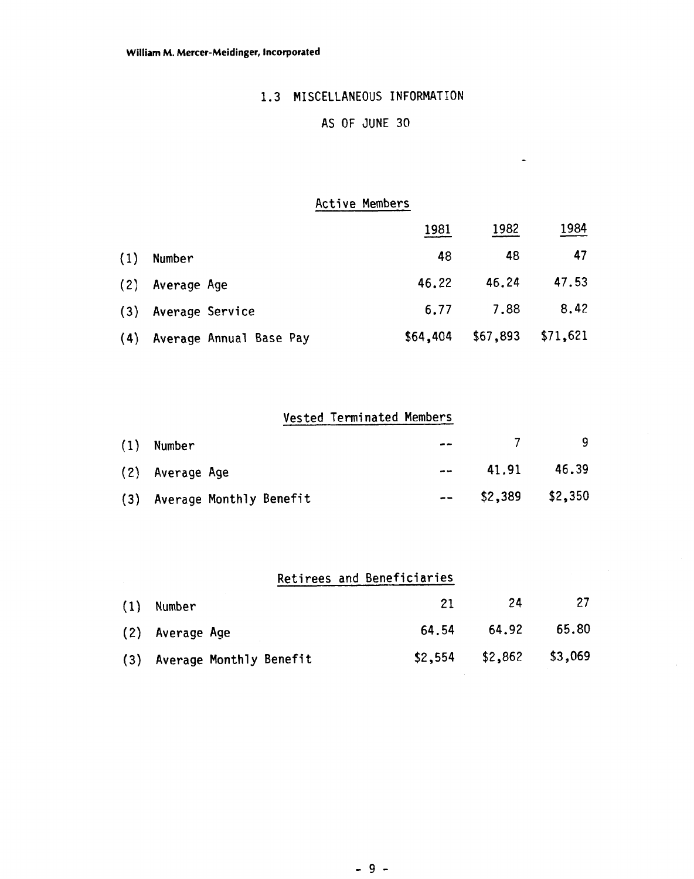William M. Mercer-Meidinger, Incorporated

## 1.3 MISCELLANEOUS INFORMATION

### AS OF JUNE 30

### Active Members

| | 1981 | 1982 | 1984 |
|---|---|---|---|
| (1) Number | 48 | 48 | 47 |
| (2) Average Age | 46.22 | 46.24 | 47.53 |
| (3) Average Service | 6.77 | 7.88 | 8.42 |
| (4) Average Annual Base Pay | $64,404 | $67,893 | $71,621 |

### Vested Terminated Members

| | 1981 | 1982 | 1984 |
|---|---|---|---|
| (1) Number | -- | 7 | 9 |
| (2) Average Age | -- | 41.91 | 46.39 |
| (3) Average Monthly Benefit | -- | $2,389 | $2,350 |

### Retirees and Beneficiaries

| | 1981 | 1982 | 1984 |
|---|---|---|---|
| (1) Number | 21 | 24 | 27 |
| (2) Average Age | 64.54 | 64.92 | 65.80 |
| (3) Average Monthly Benefit | $2,554 | $2,862 | $3,069 |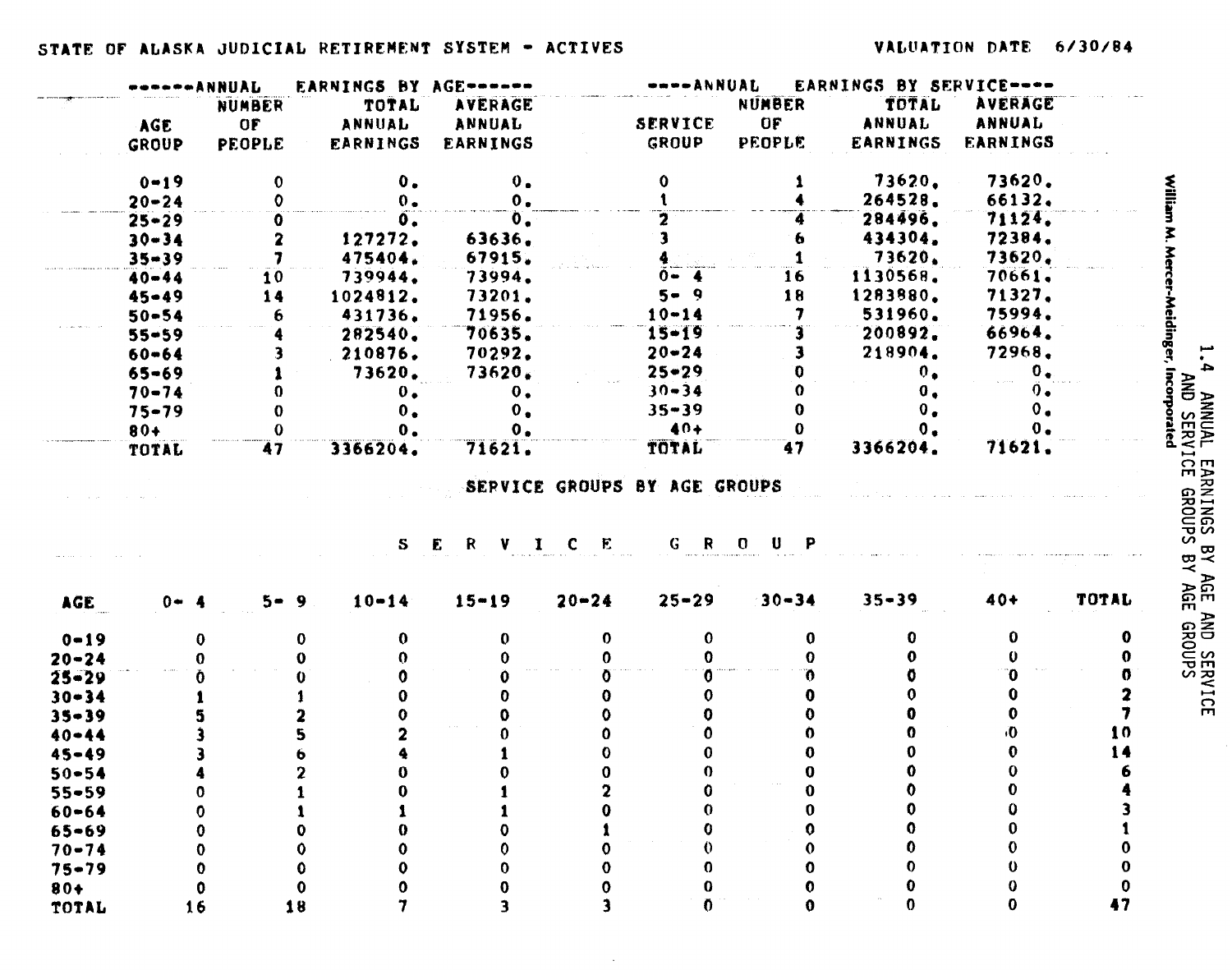STATE OF ALASKA JUDICIAL RETIREMENT SYSTEM - ACTIVES

VALUATION DATE 6/30/84

## 1.4 ANNUAL EARNINGS BY AGE AND SERVICE AND SERVICE GROUPS BY AGE GROUPS

William M. Mercer-Meidinger, Incorporated

| ANNUAL EARNINGS BY AGE | | | | ANNUAL EARNINGS BY SERVICE | | | |
|---|---|---|---|---|---|---|---|
| AGE GROUP | NUMBER OF PEOPLE | TOTAL ANNUAL EARNINGS | AVERAGE ANNUAL EARNINGS | SERVICE GROUP | NUMBER OF PEOPLE | TOTAL ANNUAL EARNINGS | AVERAGE ANNUAL EARNINGS |
| 0-19 | 0 | 0. | 0. | 0 | 1 | 73620. | 73620. |
| 20-24 | 0 | 0. | 0. | 1 | 4 | 264528. | 66132. |
| 25-29 | 0 | 0. | 0. | 2 | 4 | 284496. | 71124. |
| 30-34 | 2 | 127272. | 63636. | 3 | 6 | 434304. | 72384. |
| 35-39 | 7 | 475404. | 67915. | 4 | 1 | 73620. | 73620. |
| 40-44 | 10 | 739944. | 73994. | 0- 4 | 16 | 1130568. | 70661. |
| 45-49 | 14 | 1024812. | 73201. | 5- 9 | 18 | 1283880. | 71327. |
| 50-54 | 6 | 431736. | 71956. | 10-14 | 7 | 531960. | 75994. |
| 55-59 | 4 | 282540. | 70635. | 15-19 | 3 | 200892. | 66964. |
| 60-64 | 3 | 210876. | 70292. | 20-24 | 3 | 218904. | 72968. |
| 65-69 | 1 | 73620. | 73620. | 25-29 | 0 | 0. | 0. |
| 70-74 | 0 | 0. | 0. | 30-34 | 0 | 0. | 0. |
| 75-79 | 0 | 0. | 0. | 35-39 | 0 | 0. | 0. |
| 80+ | 0 | 0. | 0. | 40+ | 0 | 0. | 0. |
| TOTAL | 47 | 3366204. | 71621. | TOTAL | 47 | 3366204. | 71621. |

### SERVICE GROUPS BY AGE GROUPS

| | SERVICE GROUP | | | | | | | | | |
|---|---|---|---|---|---|---|---|---|---|---|
| AGE | 0- 4 | 5- 9 | 10-14 | 15-19 | 20-24 | 25-29 | 30-34 | 35-39 | 40+ | TOTAL |
| 0-19 | 0 | 0 | 0 | 0 | 0 | 0 | 0 | 0 | 0 | 0 |
| 20-24 | 0 | 0 | 0 | 0 | 0 | 0 | 0 | 0 | 0 | 0 |
| 25-29 | 0 | 0 | 0 | 0 | 0 | 0 | 0 | 0 | 0 | 0 |
| 30-34 | 1 | 1 | 0 | 0 | 0 | 0 | 0 | 0 | 0 | 2 |
| 35-39 | 5 | 2 | 0 | 0 | 0 | 0 | 0 | 0 | 0 | 7 |
| 40-44 | 3 | 5 | 2 | 0 | 0 | 0 | 0 | 0 | 0 | 10 |
| 45-49 | 3 | 6 | 4 | 1 | 0 | 0 | 0 | 0 | 0 | 14 |
| 50-54 | 4 | 2 | 0 | 0 | 0 | 0 | 0 | 0 | 0 | 6 |
| 55-59 | 0 | 1 | 0 | 1 | 2 | 0 | 0 | 0 | 0 | 4 |
| 60-64 | 0 | 1 | 1 | 1 | 0 | 0 | 0 | 0 | 0 | 3 |
| 65-69 | 0 | 0 | 0 | 0 | 1 | 0 | 0 | 0 | 0 | 1 |
| 70-74 | 0 | 0 | 0 | 0 | 0 | 0 | 0 | 0 | 0 | 0 |
| 75-79 | 0 | 0 | 0 | 0 | 0 | 0 | 0 | 0 | 0 | 0 |
| 80+ | 0 | 0 | 0 | 0 | 0 | 0 | 0 | 0 | 0 | 0 |
| TOTAL | 16 | 18 | 7 | 3 | 3 | 0 | 0 | 0 | 0 | 47 |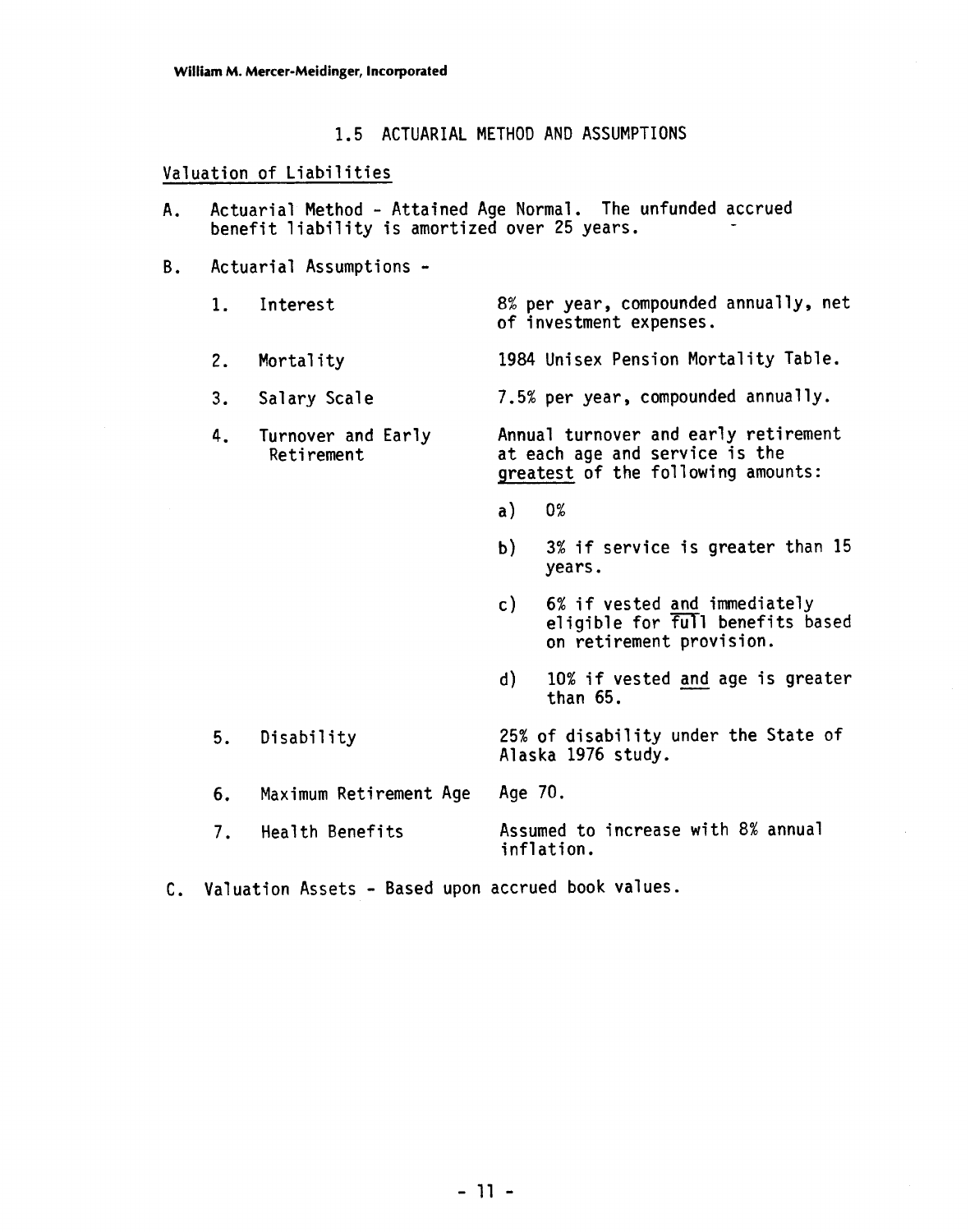## 1.5 ACTUARIAL METHOD AND ASSUMPTIONS

### Valuation of Liabilities

A. Actuarial Method - Attained Age Normal. The unfunded accrued benefit liability is amortized over 25 years.

B. Actuarial Assumptions -

1. Interest — 8% per year, compounded annually, net of investment expenses.

2. Mortality — 1984 Unisex Pension Mortality Table.

3. Salary Scale — 7.5% per year, compounded annually.

4. Turnover and Early Retirement — Annual turnover and early retirement at each age and service is the greatest of the following amounts:

   a) 0%

   b) 3% if service is greater than 15 years.

   c) 6% if vested and immediately eligible for full benefits based on retirement provision.

   d) 10% if vested and age is greater than 65.

5. Disability — 25% of disability under the State of Alaska 1976 study.

6. Maximum Retirement Age — Age 70.

7. Health Benefits — Assumed to increase with 8% annual inflation.

C. Valuation Assets - Based upon accrued book values.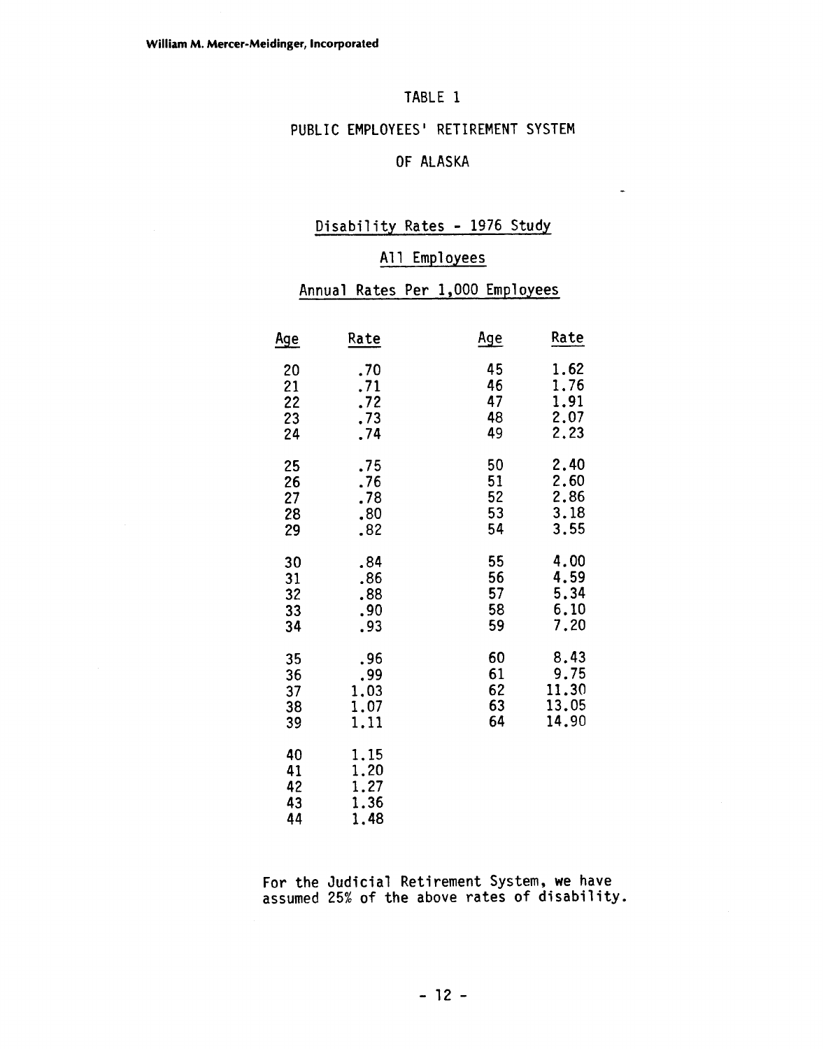TABLE 1

PUBLIC EMPLOYEES' RETIREMENT SYSTEM

OF ALASKA

Disability Rates - 1976 Study

All Employees

Annual Rates Per 1,000 Employees

| Age | Rate | Age | Rate |
|---|---|---|---|
| 20 | .70 | 45 | 1.62 |
| 21 | .71 | 46 | 1.76 |
| 22 | .72 | 47 | 1.91 |
| 23 | .73 | 48 | 2.07 |
| 24 | .74 | 49 | 2.23 |
| 25 | .75 | 50 | 2.40 |
| 26 | .76 | 51 | 2.60 |
| 27 | .78 | 52 | 2.86 |
| 28 | .80 | 53 | 3.18 |
| 29 | .82 | 54 | 3.55 |
| 30 | .84 | 55 | 4.00 |
| 31 | .86 | 56 | 4.59 |
| 32 | .88 | 57 | 5.34 |
| 33 | .90 | 58 | 6.10 |
| 34 | .93 | 59 | 7.20 |
| 35 | .96 | 60 | 8.43 |
| 36 | .99 | 61 | 9.75 |
| 37 | 1.03 | 62 | 11.30 |
| 38 | 1.07 | 63 | 13.05 |
| 39 | 1.11 | 64 | 14.90 |
| 40 | 1.15 | | |
| 41 | 1.20 | | |
| 42 | 1.27 | | |
| 43 | 1.36 | | |
| 44 | 1.48 | | |

For the Judicial Retirement System, we have assumed 25% of the above rates of disability.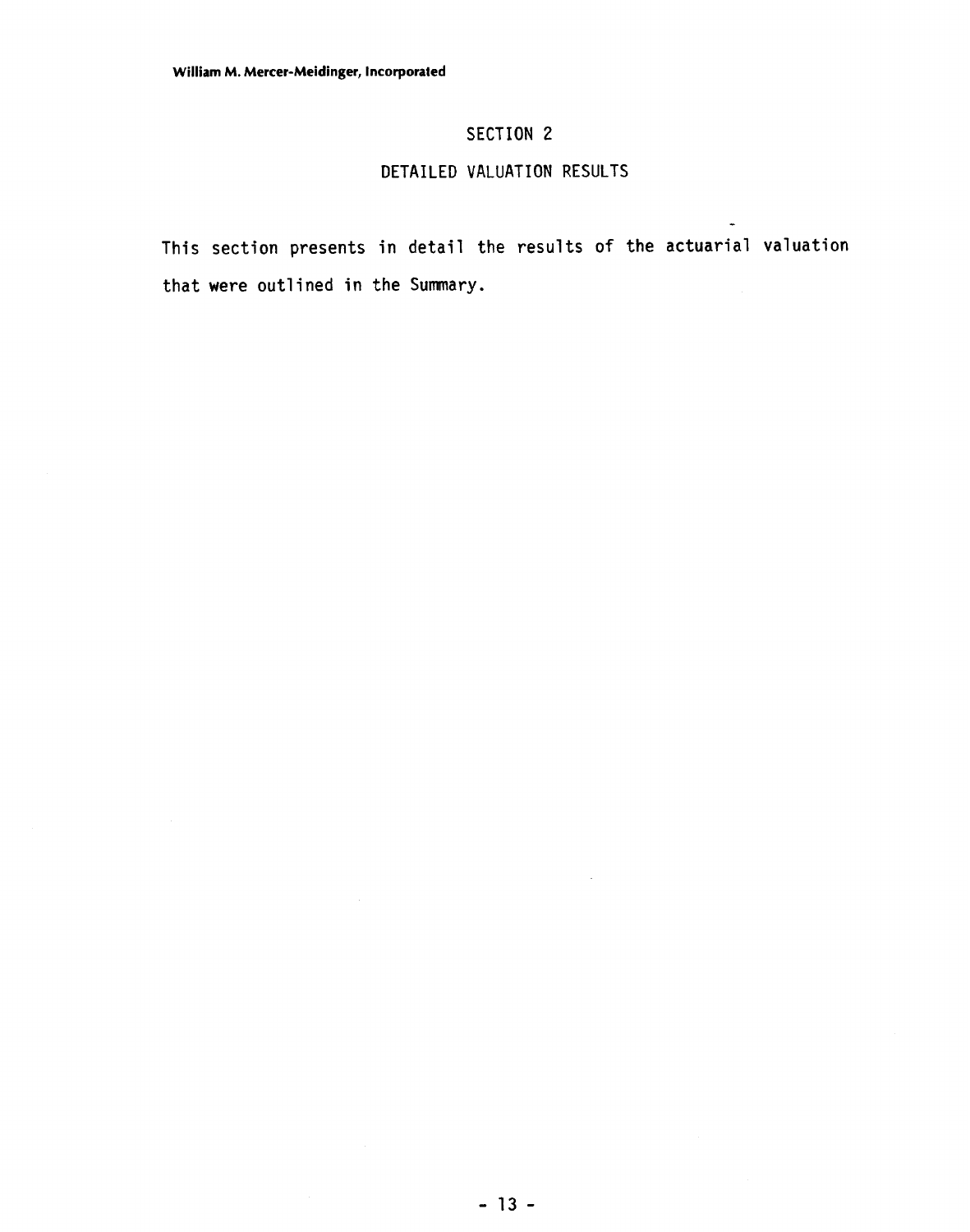# SECTION 2

## DETAILED VALUATION RESULTS

This section presents in detail the results of the actuarial valuation that were outlined in the Summary.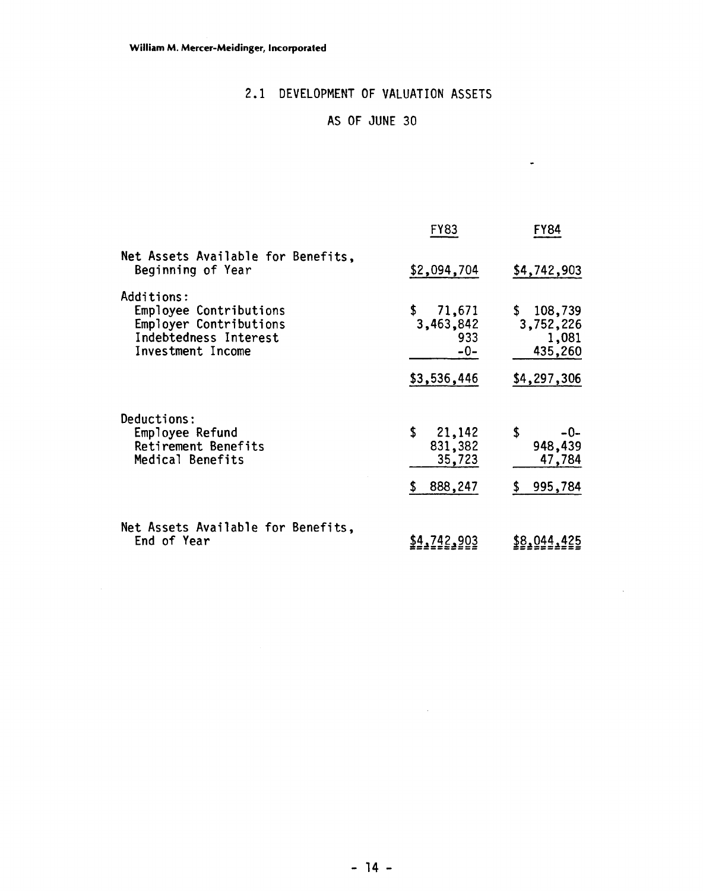William M. Mercer-Meidinger, Incorporated

## 2.1 DEVELOPMENT OF VALUATION ASSETS

### AS OF JUNE 30

| | FY83 | FY84 |
|---|---|---|
| Net Assets Available for Benefits, Beginning of Year | $2,094,704 | $4,742,903 |
| Additions: | | |
| Employee Contributions | $ 71,671 | $ 108,739 |
| Employer Contributions | 3,463,842 | 3,752,226 |
| Indebtedness Interest | 933 | 1,081 |
| Investment Income | -0- | 435,260 |
| | $3,536,446 | $4,297,306 |
| Deductions: | | |
| Employee Refund | $ 21,142 | $ -0- |
| Retirement Benefits | 831,382 | 948,439 |
| Medical Benefits | 35,723 | 47,784 |
| | $ 888,247 | $ 995,784 |
| Net Assets Available for Benefits, End of Year | $4,742,903 | $8,044,425 |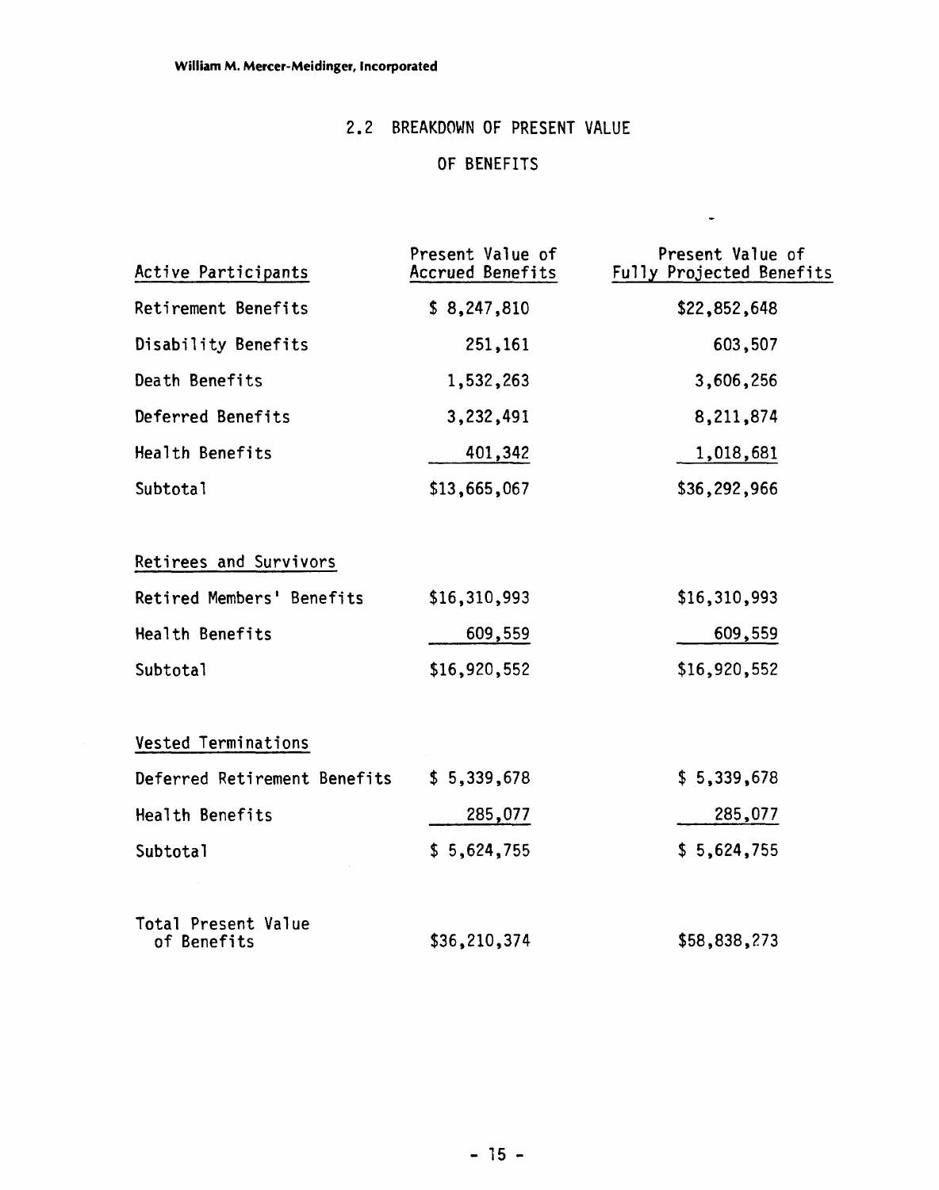William M. Mercer-Meidinger, Incorporated

## 2.2 BREAKDOWN OF PRESENT VALUE OF BENEFITS

| Active Participants | Present Value of Accrued Benefits | Present Value of Fully Projected Benefits |
|---|---|---|
| Retirement Benefits | $ 8,247,810 | $22,852,648 |
| Disability Benefits | 251,161 | 603,507 |
| Death Benefits | 1,532,263 | 3,606,256 |
| Deferred Benefits | 3,232,491 | 8,211,874 |
| Health Benefits | 401,342 | 1,018,681 |
| Subtotal | $13,665,067 | $36,292,966 |
| **Retirees and Survivors** | | |
| Retired Members' Benefits | $16,310,993 | $16,310,993 |
| Health Benefits | 609,559 | 609,559 |
| Subtotal | $16,920,552 | $16,920,552 |
| **Vested Terminations** | | |
| Deferred Retirement Benefits | $ 5,339,678 | $ 5,339,678 |
| Health Benefits | 285,077 | 285,077 |
| Subtotal | $ 5,624,755 | $ 5,624,755 |
| Total Present Value of Benefits | $36,210,374 | $58,838,273 |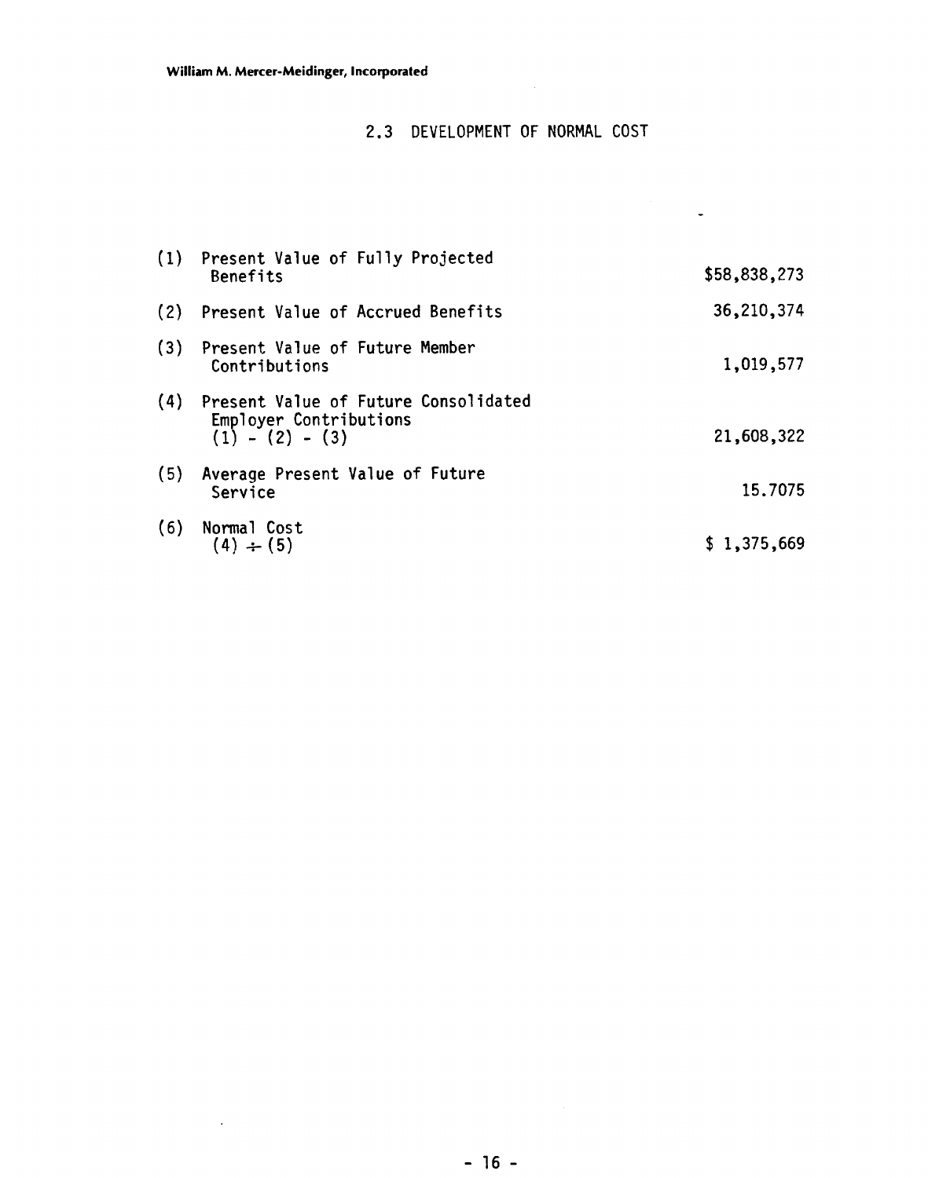## 2.3 DEVELOPMENT OF NORMAL COST

| | | |
|---|---|---|
| (1) | Present Value of Fully Projected Benefits | \$58,838,273 |
| (2) | Present Value of Accrued Benefits | 36,210,374 |
| (3) | Present Value of Future Member Contributions | 1,019,577 |
| (4) | Present Value of Future Consolidated Employer Contributions (1) - (2) - (3) | 21,608,322 |
| (5) | Average Present Value of Future Service | 15.7075 |
| (6) | Normal Cost (4) ÷ (5) | \$ 1,375,669 |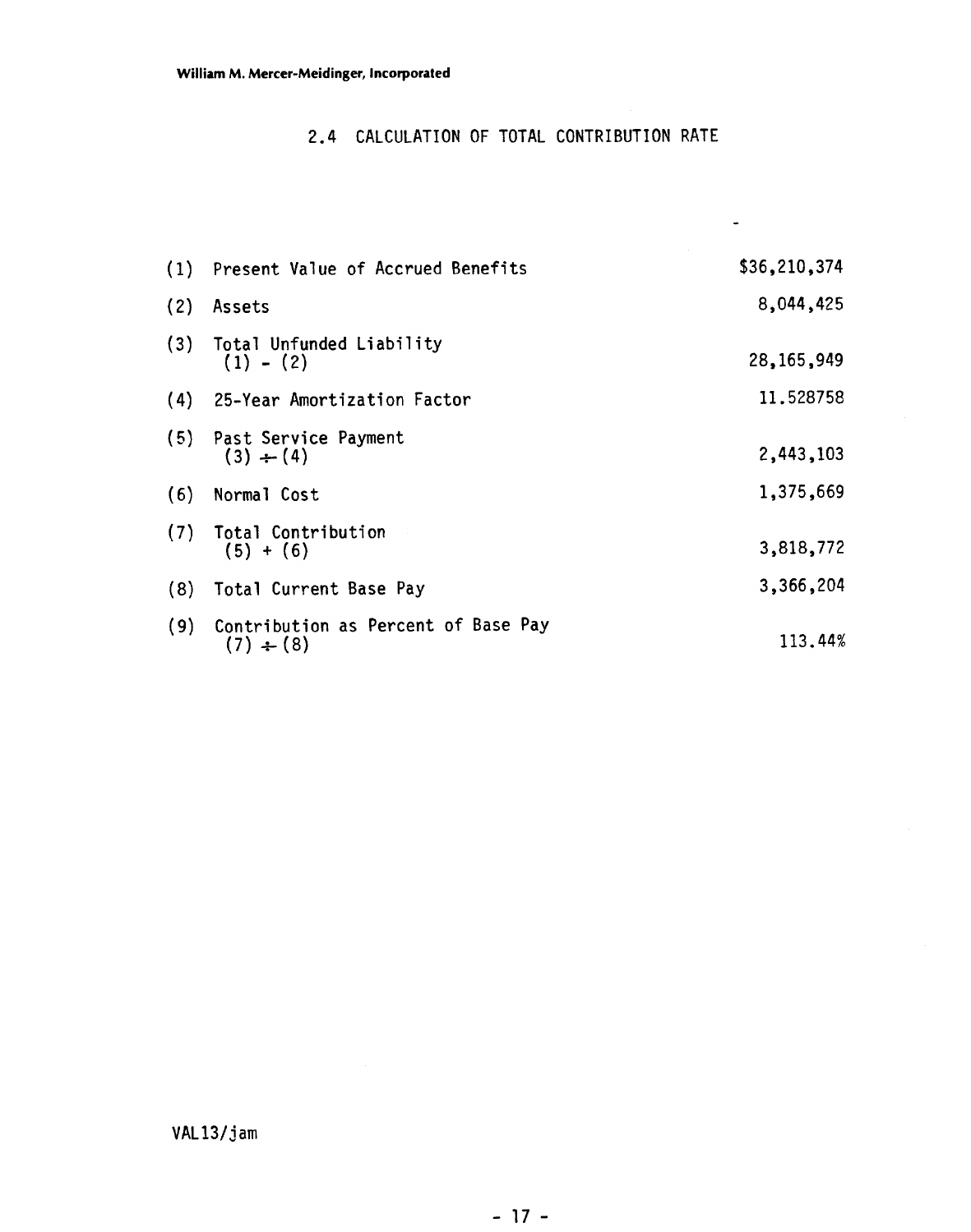## 2.4 CALCULATION OF TOTAL CONTRIBUTION RATE

| | | |
|---|---|---|
| (1) | Present Value of Accrued Benefits | $36,210,374 |
| (2) | Assets | 8,044,425 |
| (3) | Total Unfunded Liability<br>(1) - (2) | 28,165,949 |
| (4) | 25-Year Amortization Factor | 11.528758 |
| (5) | Past Service Payment<br>(3) ÷ (4) | 2,443,103 |
| (6) | Normal Cost | 1,375,669 |
| (7) | Total Contribution<br>(5) + (6) | 3,818,772 |
| (8) | Total Current Base Pay | 3,366,204 |
| (9) | Contribution as Percent of Base Pay<br>(7) ÷ (8) | 113.44% |

VAL13/jam